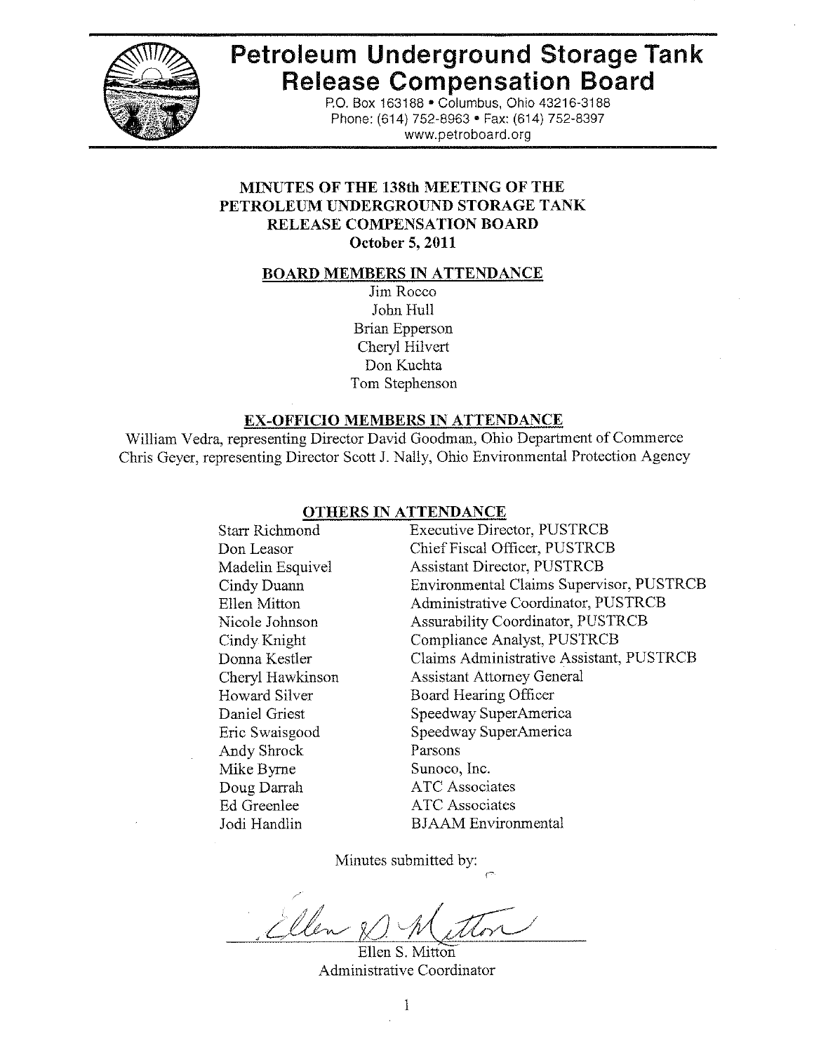# Petroleum Underground Storage Tank Release Compensation Board

P.O. Box 163188 • Columbus, Ohio 43216-3188
Phone: (614) 752-8963 • Fax: (614) 752-8397
www.petroboard.org

## MINUTES OF THE 138th MEETING OF THE PETROLEUM UNDERGROUND STORAGE TANK RELEASE COMPENSATION BOARD
**October 5, 2011**

### BOARD MEMBERS IN ATTENDANCE

Jim Rocco
John Hull
Brian Epperson
Cheryl Hilvert
Don Kuchta
Tom Stephenson

### EX-OFFICIO MEMBERS IN ATTENDANCE

William Vedra, representing Director David Goodman, Ohio Department of Commerce
Chris Geyer, representing Director Scott J. Nally, Ohio Environmental Protection Agency

### OTHERS IN ATTENDANCE

| | |
|---|---|
| Starr Richmond | Executive Director, PUSTRCB |
| Don Leasor | Chief Fiscal Officer, PUSTRCB |
| Madelin Esquivel | Assistant Director, PUSTRCB |
| Cindy Duann | Environmental Claims Supervisor, PUSTRCB |
| Ellen Mitton | Administrative Coordinator, PUSTRCB |
| Nicole Johnson | Assurability Coordinator, PUSTRCB |
| Cindy Knight | Compliance Analyst, PUSTRCB |
| Donna Kestler | Claims Administrative Assistant, PUSTRCB |
| Cheryl Hawkinson | Assistant Attorney General |
| Howard Silver | Board Hearing Officer |
| Daniel Griest | Speedway SuperAmerica |
| Eric Swaisgood | Speedway SuperAmerica |
| Andy Shrock | Parsons |
| Mike Byrne | Sunoco, Inc. |
| Doug Darrah | ATC Associates |
| Ed Greenlee | ATC Associates |
| Jodi Handlin | BJAAM Environmental |

Minutes submitted by:

Ellen S. Mitton
Administrative Coordinator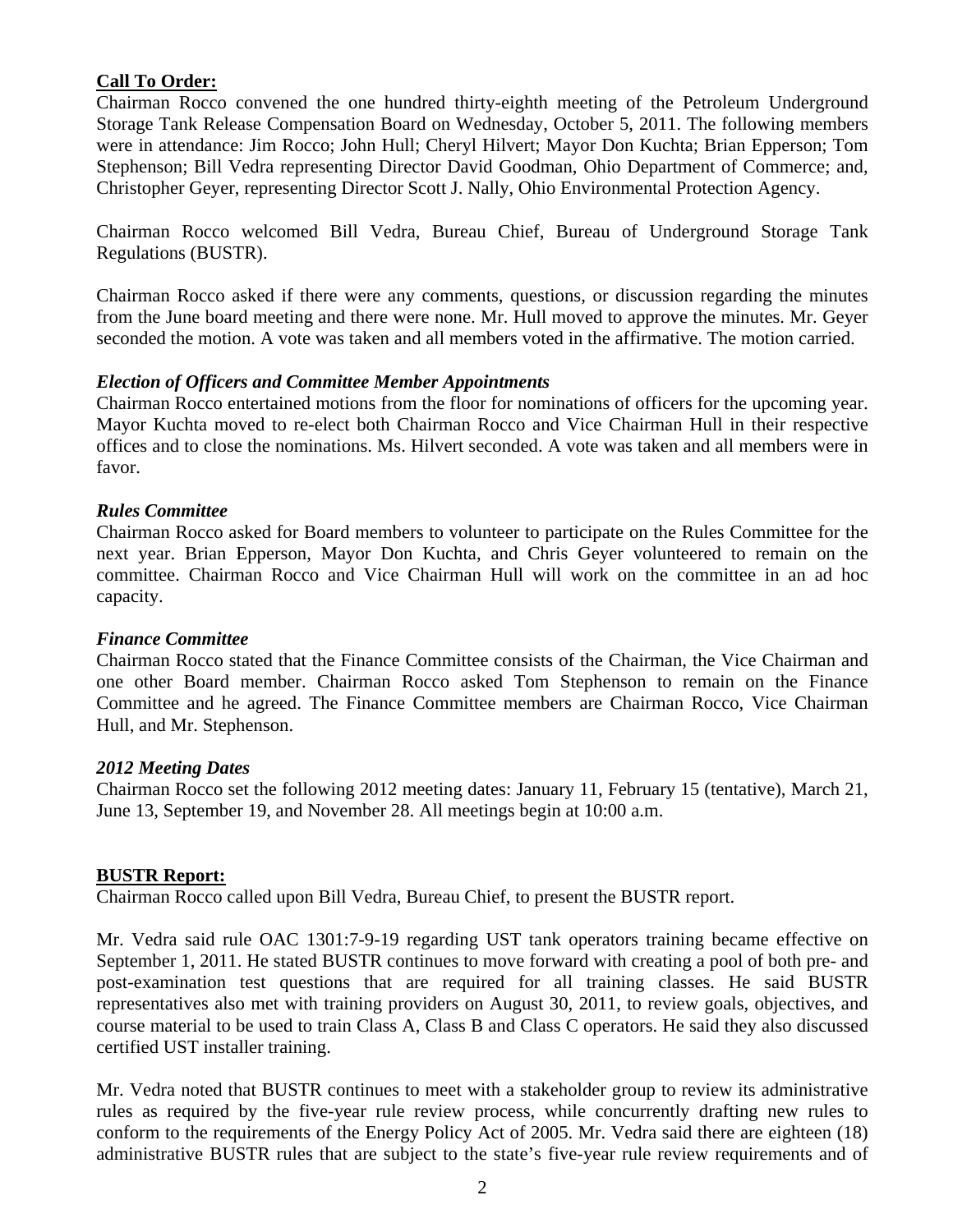**Call To Order:**

Chairman Rocco convened the one hundred thirty-eighth meeting of the Petroleum Underground Storage Tank Release Compensation Board on Wednesday, October 5, 2011. The following members were in attendance: Jim Rocco; John Hull; Cheryl Hilvert; Mayor Don Kuchta; Brian Epperson; Tom Stephenson; Bill Vedra representing Director David Goodman, Ohio Department of Commerce; and, Christopher Geyer, representing Director Scott J. Nally, Ohio Environmental Protection Agency.

Chairman Rocco welcomed Bill Vedra, Bureau Chief, Bureau of Underground Storage Tank Regulations (BUSTR).

Chairman Rocco asked if there were any comments, questions, or discussion regarding the minutes from the June board meeting and there were none. Mr. Hull moved to approve the minutes. Mr. Geyer seconded the motion. A vote was taken and all members voted in the affirmative. The motion carried.

***Election of Officers and Committee Member Appointments***

Chairman Rocco entertained motions from the floor for nominations of officers for the upcoming year. Mayor Kuchta moved to re-elect both Chairman Rocco and Vice Chairman Hull in their respective offices and to close the nominations. Ms. Hilvert seconded. A vote was taken and all members were in favor.

***Rules Committee***

Chairman Rocco asked for Board members to volunteer to participate on the Rules Committee for the next year. Brian Epperson, Mayor Don Kuchta, and Chris Geyer volunteered to remain on the committee. Chairman Rocco and Vice Chairman Hull will work on the committee in an ad hoc capacity.

***Finance Committee***

Chairman Rocco stated that the Finance Committee consists of the Chairman, the Vice Chairman and one other Board member. Chairman Rocco asked Tom Stephenson to remain on the Finance Committee and he agreed. The Finance Committee members are Chairman Rocco, Vice Chairman Hull, and Mr. Stephenson.

***2012 Meeting Dates***

Chairman Rocco set the following 2012 meeting dates: January 11, February 15 (tentative), March 21, June 13, September 19, and November 28. All meetings begin at 10:00 a.m.

**BUSTR Report:**

Chairman Rocco called upon Bill Vedra, Bureau Chief, to present the BUSTR report.

Mr. Vedra said rule OAC 1301:7-9-19 regarding UST tank operators training became effective on September 1, 2011. He stated BUSTR continues to move forward with creating a pool of both pre- and post-examination test questions that are required for all training classes. He said BUSTR representatives also met with training providers on August 30, 2011, to review goals, objectives, and course material to be used to train Class A, Class B and Class C operators. He said they also discussed certified UST installer training.

Mr. Vedra noted that BUSTR continues to meet with a stakeholder group to review its administrative rules as required by the five-year rule review process, while concurrently drafting new rules to conform to the requirements of the Energy Policy Act of 2005. Mr. Vedra said there are eighteen (18) administrative BUSTR rules that are subject to the state's five-year rule review requirements and of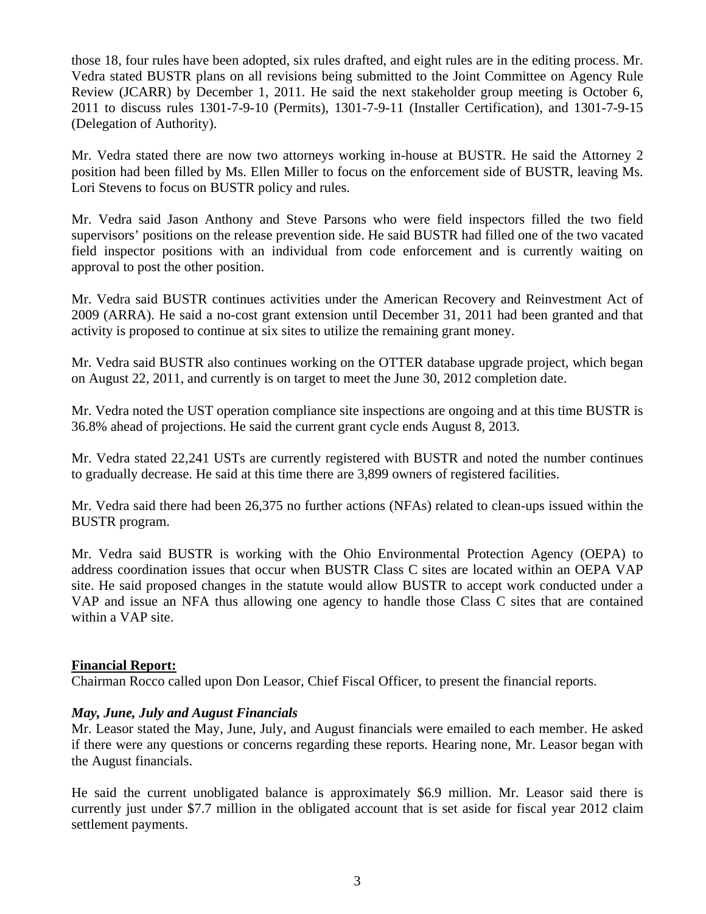those 18, four rules have been adopted, six rules drafted, and eight rules are in the editing process. Mr. Vedra stated BUSTR plans on all revisions being submitted to the Joint Committee on Agency Rule Review (JCARR) by December 1, 2011. He said the next stakeholder group meeting is October 6, 2011 to discuss rules 1301-7-9-10 (Permits), 1301-7-9-11 (Installer Certification), and 1301-7-9-15 (Delegation of Authority).

Mr. Vedra stated there are now two attorneys working in-house at BUSTR. He said the Attorney 2 position had been filled by Ms. Ellen Miller to focus on the enforcement side of BUSTR, leaving Ms. Lori Stevens to focus on BUSTR policy and rules.

Mr. Vedra said Jason Anthony and Steve Parsons who were field inspectors filled the two field supervisors' positions on the release prevention side. He said BUSTR had filled one of the two vacated field inspector positions with an individual from code enforcement and is currently waiting on approval to post the other position.

Mr. Vedra said BUSTR continues activities under the American Recovery and Reinvestment Act of 2009 (ARRA). He said a no-cost grant extension until December 31, 2011 had been granted and that activity is proposed to continue at six sites to utilize the remaining grant money.

Mr. Vedra said BUSTR also continues working on the OTTER database upgrade project, which began on August 22, 2011, and currently is on target to meet the June 30, 2012 completion date.

Mr. Vedra noted the UST operation compliance site inspections are ongoing and at this time BUSTR is 36.8% ahead of projections. He said the current grant cycle ends August 8, 2013.

Mr. Vedra stated 22,241 USTs are currently registered with BUSTR and noted the number continues to gradually decrease. He said at this time there are 3,899 owners of registered facilities.

Mr. Vedra said there had been 26,375 no further actions (NFAs) related to clean-ups issued within the BUSTR program.

Mr. Vedra said BUSTR is working with the Ohio Environmental Protection Agency (OEPA) to address coordination issues that occur when BUSTR Class C sites are located within an OEPA VAP site. He said proposed changes in the statute would allow BUSTR to accept work conducted under a VAP and issue an NFA thus allowing one agency to handle those Class C sites that are contained within a VAP site.

**Financial Report:**

Chairman Rocco called upon Don Leasor, Chief Fiscal Officer, to present the financial reports.

***May, June, July and August Financials***

Mr. Leasor stated the May, June, July, and August financials were emailed to each member. He asked if there were any questions or concerns regarding these reports. Hearing none, Mr. Leasor began with the August financials.

He said the current unobligated balance is approximately $6.9 million. Mr. Leasor said there is currently just under $7.7 million in the obligated account that is set aside for fiscal year 2012 claim settlement payments.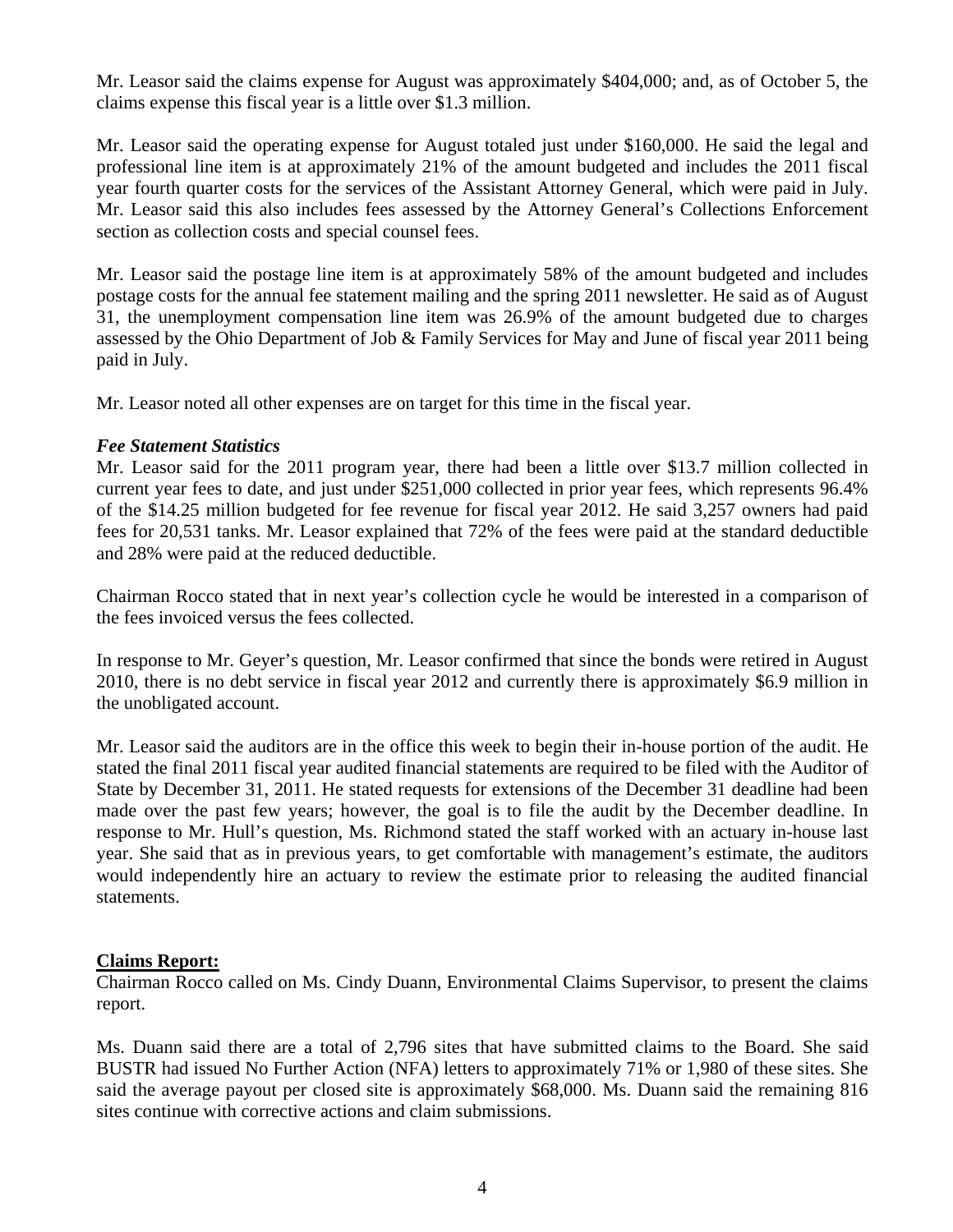Mr. Leasor said the claims expense for August was approximately $404,000; and, as of October 5, the claims expense this fiscal year is a little over $1.3 million.

Mr. Leasor said the operating expense for August totaled just under $160,000. He said the legal and professional line item is at approximately 21% of the amount budgeted and includes the 2011 fiscal year fourth quarter costs for the services of the Assistant Attorney General, which were paid in July. Mr. Leasor said this also includes fees assessed by the Attorney General's Collections Enforcement section as collection costs and special counsel fees.

Mr. Leasor said the postage line item is at approximately 58% of the amount budgeted and includes postage costs for the annual fee statement mailing and the spring 2011 newsletter. He said as of August 31, the unemployment compensation line item was 26.9% of the amount budgeted due to charges assessed by the Ohio Department of Job & Family Services for May and June of fiscal year 2011 being paid in July.

Mr. Leasor noted all other expenses are on target for this time in the fiscal year.

***Fee Statement Statistics***

Mr. Leasor said for the 2011 program year, there had been a little over $13.7 million collected in current year fees to date, and just under $251,000 collected in prior year fees, which represents 96.4% of the $14.25 million budgeted for fee revenue for fiscal year 2012. He said 3,257 owners had paid fees for 20,531 tanks. Mr. Leasor explained that 72% of the fees were paid at the standard deductible and 28% were paid at the reduced deductible.

Chairman Rocco stated that in next year's collection cycle he would be interested in a comparison of the fees invoiced versus the fees collected.

In response to Mr. Geyer's question, Mr. Leasor confirmed that since the bonds were retired in August 2010, there is no debt service in fiscal year 2012 and currently there is approximately $6.9 million in the unobligated account.

Mr. Leasor said the auditors are in the office this week to begin their in-house portion of the audit. He stated the final 2011 fiscal year audited financial statements are required to be filed with the Auditor of State by December 31, 2011. He stated requests for extensions of the December 31 deadline had been made over the past few years; however, the goal is to file the audit by the December deadline. In response to Mr. Hull's question, Ms. Richmond stated the staff worked with an actuary in-house last year. She said that as in previous years, to get comfortable with management's estimate, the auditors would independently hire an actuary to review the estimate prior to releasing the audited financial statements.

**Claims Report:**

Chairman Rocco called on Ms. Cindy Duann, Environmental Claims Supervisor, to present the claims report.

Ms. Duann said there are a total of 2,796 sites that have submitted claims to the Board. She said BUSTR had issued No Further Action (NFA) letters to approximately 71% or 1,980 of these sites. She said the average payout per closed site is approximately $68,000. Ms. Duann said the remaining 816 sites continue with corrective actions and claim submissions.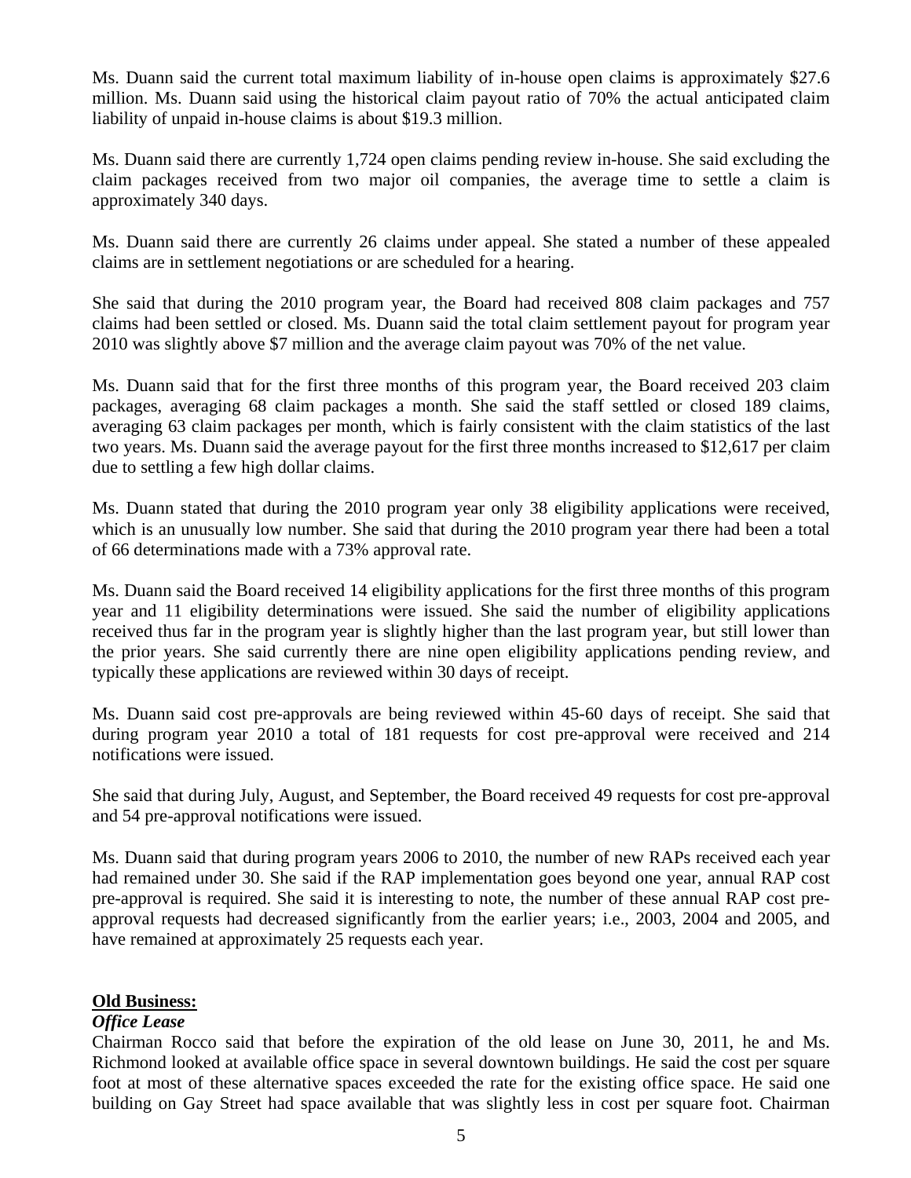Ms. Duann said the current total maximum liability of in-house open claims is approximately $27.6 million. Ms. Duann said using the historical claim payout ratio of 70% the actual anticipated claim liability of unpaid in-house claims is about $19.3 million.

Ms. Duann said there are currently 1,724 open claims pending review in-house. She said excluding the claim packages received from two major oil companies, the average time to settle a claim is approximately 340 days.

Ms. Duann said there are currently 26 claims under appeal. She stated a number of these appealed claims are in settlement negotiations or are scheduled for a hearing.

She said that during the 2010 program year, the Board had received 808 claim packages and 757 claims had been settled or closed. Ms. Duann said the total claim settlement payout for program year 2010 was slightly above $7 million and the average claim payout was 70% of the net value.

Ms. Duann said that for the first three months of this program year, the Board received 203 claim packages, averaging 68 claim packages a month. She said the staff settled or closed 189 claims, averaging 63 claim packages per month, which is fairly consistent with the claim statistics of the last two years. Ms. Duann said the average payout for the first three months increased to $12,617 per claim due to settling a few high dollar claims.

Ms. Duann stated that during the 2010 program year only 38 eligibility applications were received, which is an unusually low number. She said that during the 2010 program year there had been a total of 66 determinations made with a 73% approval rate.

Ms. Duann said the Board received 14 eligibility applications for the first three months of this program year and 11 eligibility determinations were issued. She said the number of eligibility applications received thus far in the program year is slightly higher than the last program year, but still lower than the prior years. She said currently there are nine open eligibility applications pending review, and typically these applications are reviewed within 30 days of receipt.

Ms. Duann said cost pre-approvals are being reviewed within 45-60 days of receipt. She said that during program year 2010 a total of 181 requests for cost pre-approval were received and 214 notifications were issued.

She said that during July, August, and September, the Board received 49 requests for cost pre-approval and 54 pre-approval notifications were issued.

Ms. Duann said that during program years 2006 to 2010, the number of new RAPs received each year had remained under 30. She said if the RAP implementation goes beyond one year, annual RAP cost pre-approval is required. She said it is interesting to note, the number of these annual RAP cost pre-approval requests had decreased significantly from the earlier years; i.e., 2003, 2004 and 2005, and have remained at approximately 25 requests each year.

**Old Business:**

***Office Lease***

Chairman Rocco said that before the expiration of the old lease on June 30, 2011, he and Ms. Richmond looked at available office space in several downtown buildings. He said the cost per square foot at most of these alternative spaces exceeded the rate for the existing office space. He said one building on Gay Street had space available that was slightly less in cost per square foot. Chairman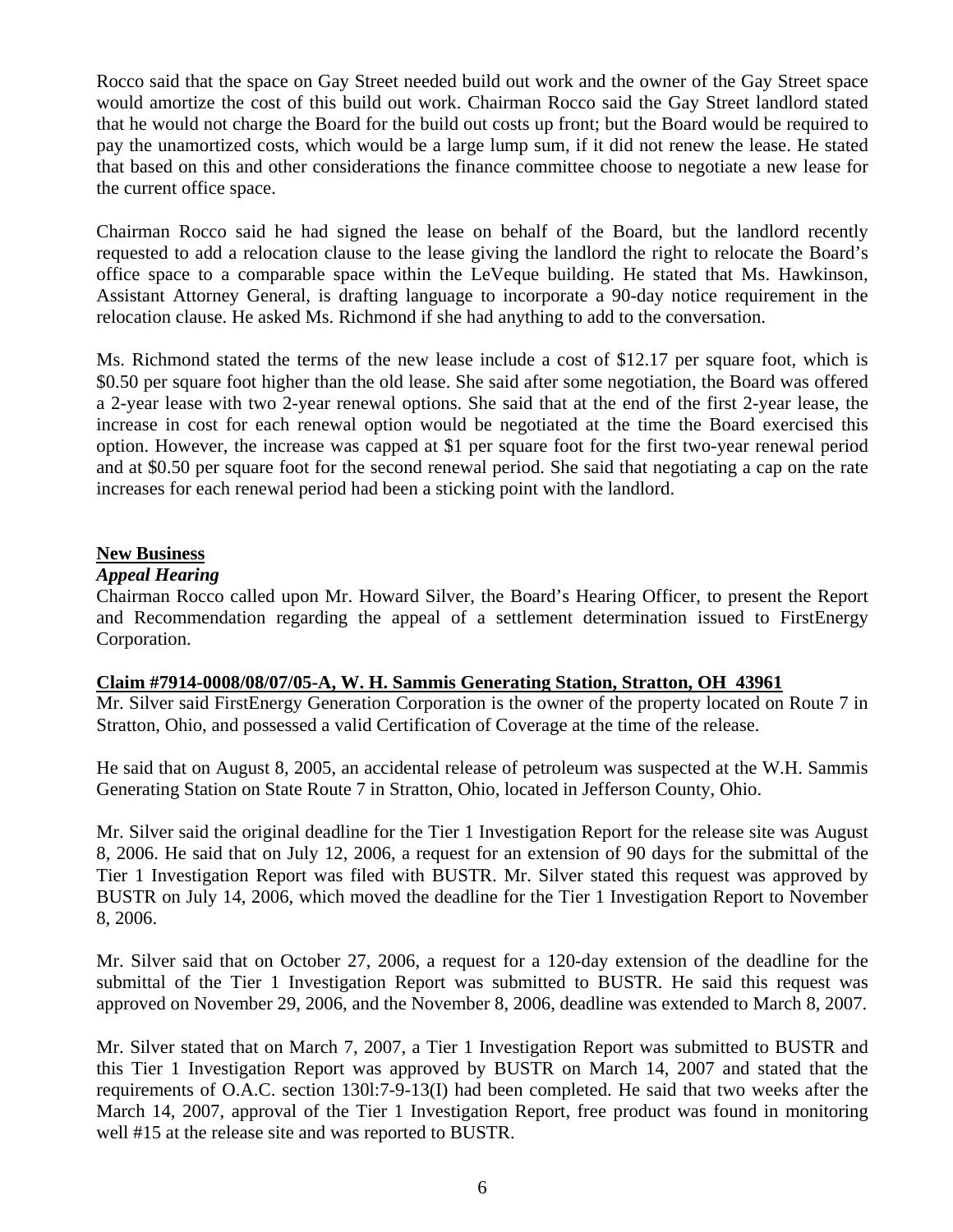Rocco said that the space on Gay Street needed build out work and the owner of the Gay Street space would amortize the cost of this build out work. Chairman Rocco said the Gay Street landlord stated that he would not charge the Board for the build out costs up front; but the Board would be required to pay the unamortized costs, which would be a large lump sum, if it did not renew the lease. He stated that based on this and other considerations the finance committee choose to negotiate a new lease for the current office space.

Chairman Rocco said he had signed the lease on behalf of the Board, but the landlord recently requested to add a relocation clause to the lease giving the landlord the right to relocate the Board's office space to a comparable space within the LeVeque building. He stated that Ms. Hawkinson, Assistant Attorney General, is drafting language to incorporate a 90-day notice requirement in the relocation clause. He asked Ms. Richmond if she had anything to add to the conversation.

Ms. Richmond stated the terms of the new lease include a cost of $12.17 per square foot, which is $0.50 per square foot higher than the old lease. She said after some negotiation, the Board was offered a 2-year lease with two 2-year renewal options. She said that at the end of the first 2-year lease, the increase in cost for each renewal option would be negotiated at the time the Board exercised this option. However, the increase was capped at $1 per square foot for the first two-year renewal period and at $0.50 per square foot for the second renewal period. She said that negotiating a cap on the rate increases for each renewal period had been a sticking point with the landlord.

**New Business**

***Appeal Hearing***

Chairman Rocco called upon Mr. Howard Silver, the Board's Hearing Officer, to present the Report and Recommendation regarding the appeal of a settlement determination issued to FirstEnergy Corporation.

**Claim #7914-0008/08/07/05-A, W. H. Sammis Generating Station, Stratton, OH 43961**

Mr. Silver said FirstEnergy Generation Corporation is the owner of the property located on Route 7 in Stratton, Ohio, and possessed a valid Certification of Coverage at the time of the release.

He said that on August 8, 2005, an accidental release of petroleum was suspected at the W.H. Sammis Generating Station on State Route 7 in Stratton, Ohio, located in Jefferson County, Ohio.

Mr. Silver said the original deadline for the Tier 1 Investigation Report for the release site was August 8, 2006. He said that on July 12, 2006, a request for an extension of 90 days for the submittal of the Tier 1 Investigation Report was filed with BUSTR. Mr. Silver stated this request was approved by BUSTR on July 14, 2006, which moved the deadline for the Tier 1 Investigation Report to November 8, 2006.

Mr. Silver said that on October 27, 2006, a request for a 120-day extension of the deadline for the submittal of the Tier 1 Investigation Report was submitted to BUSTR. He said this request was approved on November 29, 2006, and the November 8, 2006, deadline was extended to March 8, 2007.

Mr. Silver stated that on March 7, 2007, a Tier 1 Investigation Report was submitted to BUSTR and this Tier 1 Investigation Report was approved by BUSTR on March 14, 2007 and stated that the requirements of O.A.C. section 130l:7-9-13(I) had been completed. He said that two weeks after the March 14, 2007, approval of the Tier 1 Investigation Report, free product was found in monitoring well #15 at the release site and was reported to BUSTR.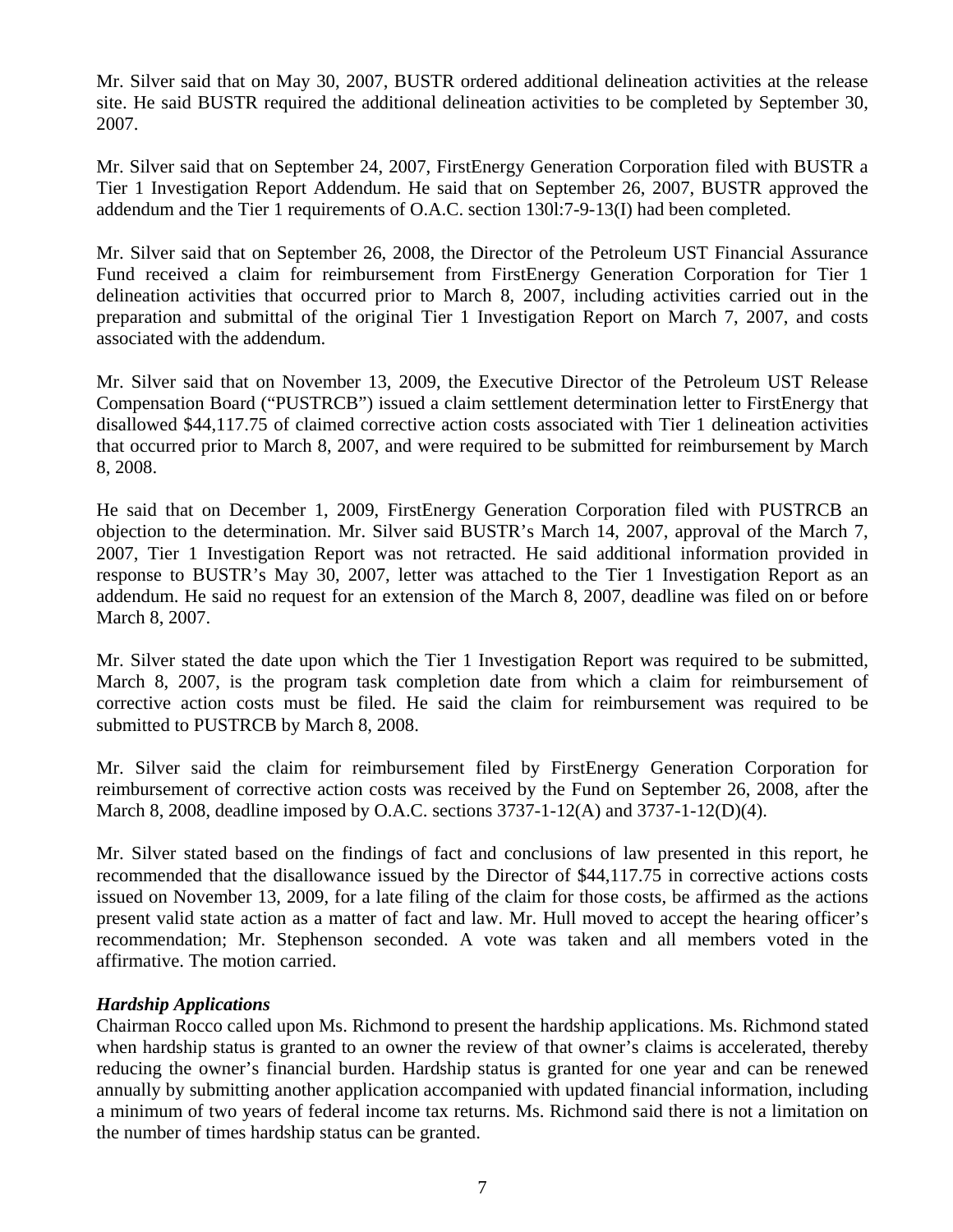Mr. Silver said that on May 30, 2007, BUSTR ordered additional delineation activities at the release site. He said BUSTR required the additional delineation activities to be completed by September 30, 2007.

Mr. Silver said that on September 24, 2007, FirstEnergy Generation Corporation filed with BUSTR a Tier 1 Investigation Report Addendum. He said that on September 26, 2007, BUSTR approved the addendum and the Tier 1 requirements of O.A.C. section 130l:7-9-13(I) had been completed.

Mr. Silver said that on September 26, 2008, the Director of the Petroleum UST Financial Assurance Fund received a claim for reimbursement from FirstEnergy Generation Corporation for Tier 1 delineation activities that occurred prior to March 8, 2007, including activities carried out in the preparation and submittal of the original Tier 1 Investigation Report on March 7, 2007, and costs associated with the addendum.

Mr. Silver said that on November 13, 2009, the Executive Director of the Petroleum UST Release Compensation Board ("PUSTRCB") issued a claim settlement determination letter to FirstEnergy that disallowed $44,117.75 of claimed corrective action costs associated with Tier 1 delineation activities that occurred prior to March 8, 2007, and were required to be submitted for reimbursement by March 8, 2008.

He said that on December 1, 2009, FirstEnergy Generation Corporation filed with PUSTRCB an objection to the determination. Mr. Silver said BUSTR's March 14, 2007, approval of the March 7, 2007, Tier 1 Investigation Report was not retracted. He said additional information provided in response to BUSTR's May 30, 2007, letter was attached to the Tier 1 Investigation Report as an addendum. He said no request for an extension of the March 8, 2007, deadline was filed on or before March 8, 2007.

Mr. Silver stated the date upon which the Tier 1 Investigation Report was required to be submitted, March 8, 2007, is the program task completion date from which a claim for reimbursement of corrective action costs must be filed. He said the claim for reimbursement was required to be submitted to PUSTRCB by March 8, 2008.

Mr. Silver said the claim for reimbursement filed by FirstEnergy Generation Corporation for reimbursement of corrective action costs was received by the Fund on September 26, 2008, after the March 8, 2008, deadline imposed by O.A.C. sections 3737-1-12(A) and 3737-1-12(D)(4).

Mr. Silver stated based on the findings of fact and conclusions of law presented in this report, he recommended that the disallowance issued by the Director of $44,117.75 in corrective actions costs issued on November 13, 2009, for a late filing of the claim for those costs, be affirmed as the actions present valid state action as a matter of fact and law. Mr. Hull moved to accept the hearing officer's recommendation; Mr. Stephenson seconded. A vote was taken and all members voted in the affirmative. The motion carried.

### *Hardship Applications*

Chairman Rocco called upon Ms. Richmond to present the hardship applications. Ms. Richmond stated when hardship status is granted to an owner the review of that owner's claims is accelerated, thereby reducing the owner's financial burden. Hardship status is granted for one year and can be renewed annually by submitting another application accompanied with updated financial information, including a minimum of two years of federal income tax returns. Ms. Richmond said there is not a limitation on the number of times hardship status can be granted.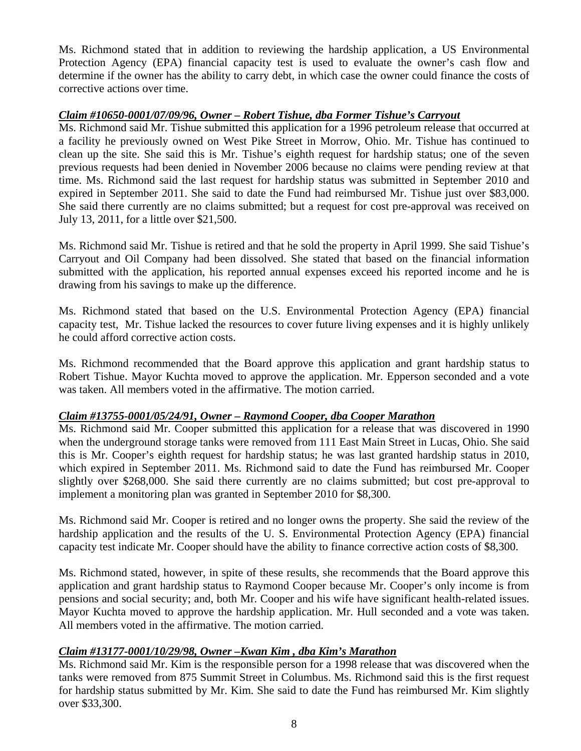Ms. Richmond stated that in addition to reviewing the hardship application, a US Environmental Protection Agency (EPA) financial capacity test is used to evaluate the owner's cash flow and determine if the owner has the ability to carry debt, in which case the owner could finance the costs of corrective actions over time.

***Claim #10650-0001/07/09/96, Owner – Robert Tishue, dba Former Tishue's Carryout***

Ms. Richmond said Mr. Tishue submitted this application for a 1996 petroleum release that occurred at a facility he previously owned on West Pike Street in Morrow, Ohio. Mr. Tishue has continued to clean up the site. She said this is Mr. Tishue's eighth request for hardship status; one of the seven previous requests had been denied in November 2006 because no claims were pending review at that time. Ms. Richmond said the last request for hardship status was submitted in September 2010 and expired in September 2011. She said to date the Fund had reimbursed Mr. Tishue just over $83,000. She said there currently are no claims submitted; but a request for cost pre-approval was received on July 13, 2011, for a little over $21,500.

Ms. Richmond said Mr. Tishue is retired and that he sold the property in April 1999. She said Tishue's Carryout and Oil Company had been dissolved. She stated that based on the financial information submitted with the application, his reported annual expenses exceed his reported income and he is drawing from his savings to make up the difference.

Ms. Richmond stated that based on the U.S. Environmental Protection Agency (EPA) financial capacity test, Mr. Tishue lacked the resources to cover future living expenses and it is highly unlikely he could afford corrective action costs.

Ms. Richmond recommended that the Board approve this application and grant hardship status to Robert Tishue. Mayor Kuchta moved to approve the application. Mr. Epperson seconded and a vote was taken. All members voted in the affirmative. The motion carried.

***Claim #13755-0001/05/24/91, Owner – Raymond Cooper, dba Cooper Marathon***

Ms. Richmond said Mr. Cooper submitted this application for a release that was discovered in 1990 when the underground storage tanks were removed from 111 East Main Street in Lucas, Ohio. She said this is Mr. Cooper's eighth request for hardship status; he was last granted hardship status in 2010, which expired in September 2011. Ms. Richmond said to date the Fund has reimbursed Mr. Cooper slightly over $268,000. She said there currently are no claims submitted; but cost pre-approval to implement a monitoring plan was granted in September 2010 for $8,300.

Ms. Richmond said Mr. Cooper is retired and no longer owns the property. She said the review of the hardship application and the results of the U. S. Environmental Protection Agency (EPA) financial capacity test indicate Mr. Cooper should have the ability to finance corrective action costs of $8,300.

Ms. Richmond stated, however, in spite of these results, she recommends that the Board approve this application and grant hardship status to Raymond Cooper because Mr. Cooper's only income is from pensions and social security; and, both Mr. Cooper and his wife have significant health-related issues. Mayor Kuchta moved to approve the hardship application. Mr. Hull seconded and a vote was taken. All members voted in the affirmative. The motion carried.

***Claim #13177-0001/10/29/98, Owner –Kwan Kim , dba Kim's Marathon***

Ms. Richmond said Mr. Kim is the responsible person for a 1998 release that was discovered when the tanks were removed from 875 Summit Street in Columbus. Ms. Richmond said this is the first request for hardship status submitted by Mr. Kim. She said to date the Fund has reimbursed Mr. Kim slightly over $33,300.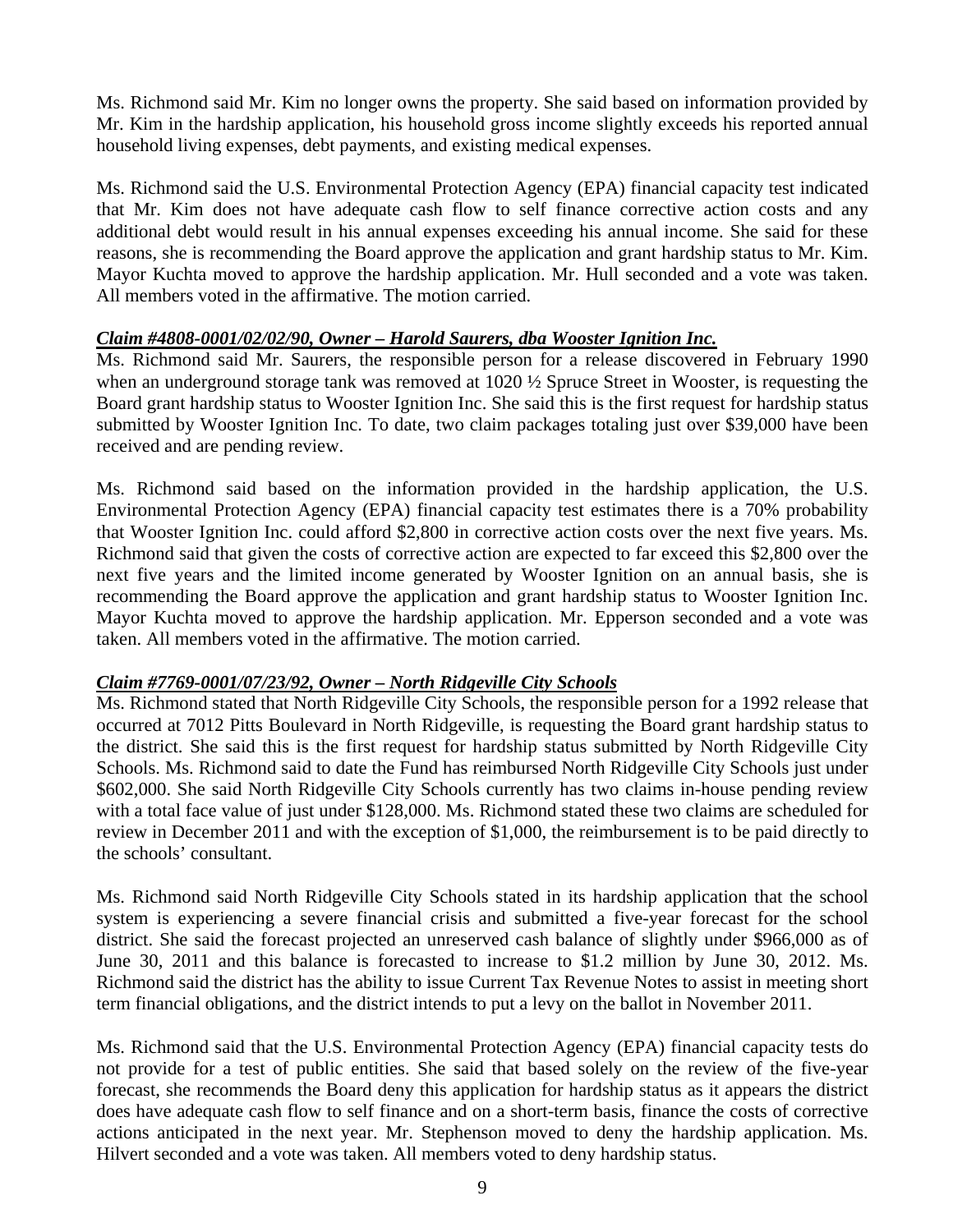Ms. Richmond said Mr. Kim no longer owns the property. She said based on information provided by Mr. Kim in the hardship application, his household gross income slightly exceeds his reported annual household living expenses, debt payments, and existing medical expenses.

Ms. Richmond said the U.S. Environmental Protection Agency (EPA) financial capacity test indicated that Mr. Kim does not have adequate cash flow to self finance corrective action costs and any additional debt would result in his annual expenses exceeding his annual income. She said for these reasons, she is recommending the Board approve the application and grant hardship status to Mr. Kim. Mayor Kuchta moved to approve the hardship application. Mr. Hull seconded and a vote was taken. All members voted in the affirmative. The motion carried.

***Claim #4808-0001/02/02/90, Owner – Harold Saurers, dba Wooster Ignition Inc.***

Ms. Richmond said Mr. Saurers, the responsible person for a release discovered in February 1990 when an underground storage tank was removed at 1020 ½ Spruce Street in Wooster, is requesting the Board grant hardship status to Wooster Ignition Inc. She said this is the first request for hardship status submitted by Wooster Ignition Inc. To date, two claim packages totaling just over $39,000 have been received and are pending review.

Ms. Richmond said based on the information provided in the hardship application, the U.S. Environmental Protection Agency (EPA) financial capacity test estimates there is a 70% probability that Wooster Ignition Inc. could afford $2,800 in corrective action costs over the next five years. Ms. Richmond said that given the costs of corrective action are expected to far exceed this $2,800 over the next five years and the limited income generated by Wooster Ignition on an annual basis, she is recommending the Board approve the application and grant hardship status to Wooster Ignition Inc. Mayor Kuchta moved to approve the hardship application. Mr. Epperson seconded and a vote was taken. All members voted in the affirmative. The motion carried.

***Claim #7769-0001/07/23/92, Owner – North Ridgeville City Schools***

Ms. Richmond stated that North Ridgeville City Schools, the responsible person for a 1992 release that occurred at 7012 Pitts Boulevard in North Ridgeville, is requesting the Board grant hardship status to the district. She said this is the first request for hardship status submitted by North Ridgeville City Schools. Ms. Richmond said to date the Fund has reimbursed North Ridgeville City Schools just under $602,000. She said North Ridgeville City Schools currently has two claims in-house pending review with a total face value of just under $128,000. Ms. Richmond stated these two claims are scheduled for review in December 2011 and with the exception of $1,000, the reimbursement is to be paid directly to the schools' consultant.

Ms. Richmond said North Ridgeville City Schools stated in its hardship application that the school system is experiencing a severe financial crisis and submitted a five-year forecast for the school district. She said the forecast projected an unreserved cash balance of slightly under $966,000 as of June 30, 2011 and this balance is forecasted to increase to $1.2 million by June 30, 2012. Ms. Richmond said the district has the ability to issue Current Tax Revenue Notes to assist in meeting short term financial obligations, and the district intends to put a levy on the ballot in November 2011.

Ms. Richmond said that the U.S. Environmental Protection Agency (EPA) financial capacity tests do not provide for a test of public entities. She said that based solely on the review of the five-year forecast, she recommends the Board deny this application for hardship status as it appears the district does have adequate cash flow to self finance and on a short-term basis, finance the costs of corrective actions anticipated in the next year. Mr. Stephenson moved to deny the hardship application. Ms. Hilvert seconded and a vote was taken. All members voted to deny hardship status.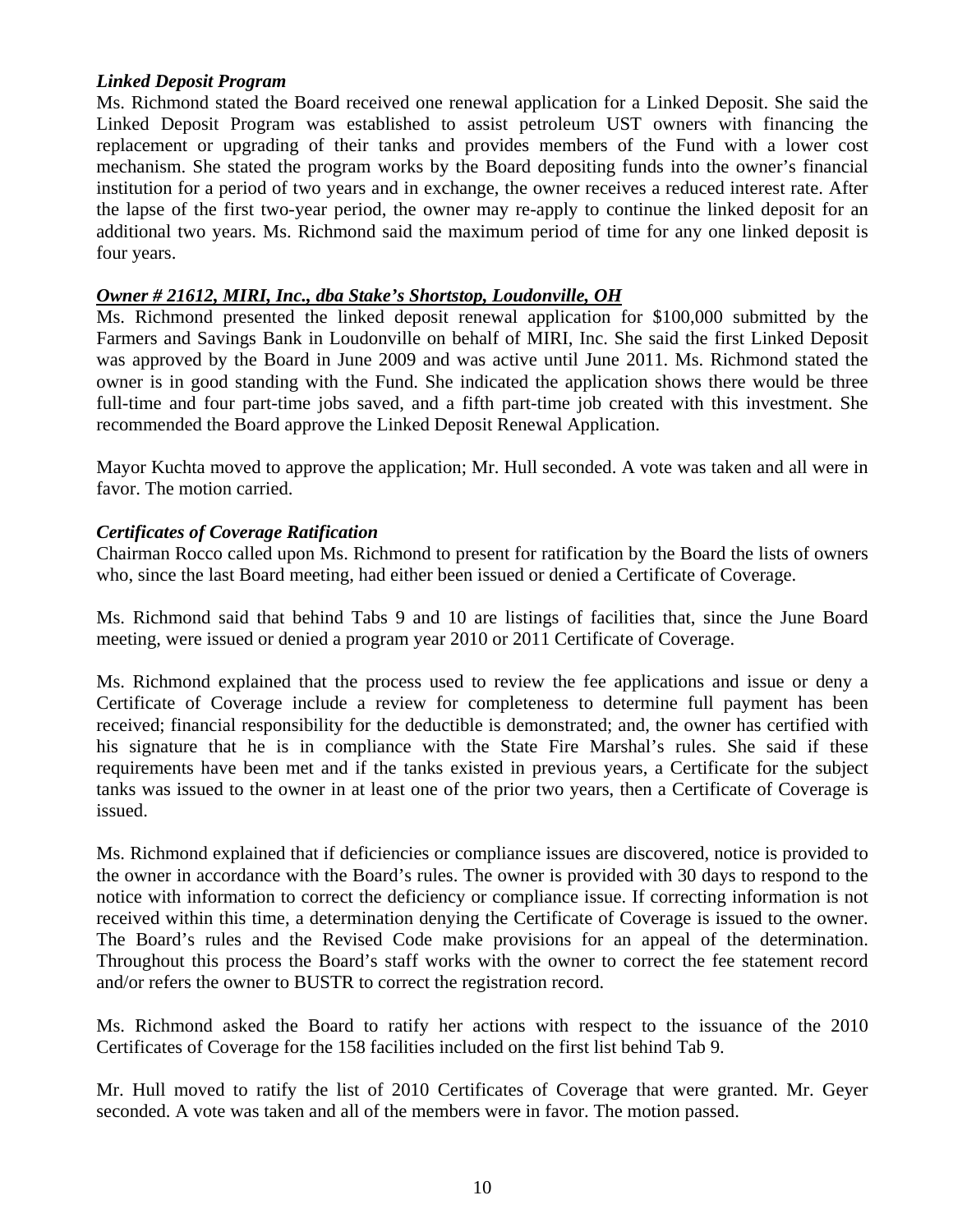***Linked Deposit Program***

Ms. Richmond stated the Board received one renewal application for a Linked Deposit. She said the Linked Deposit Program was established to assist petroleum UST owners with financing the replacement or upgrading of their tanks and provides members of the Fund with a lower cost mechanism. She stated the program works by the Board depositing funds into the owner's financial institution for a period of two years and in exchange, the owner receives a reduced interest rate. After the lapse of the first two-year period, the owner may re-apply to continue the linked deposit for an additional two years. Ms. Richmond said the maximum period of time for any one linked deposit is four years.

***<u>Owner # 21612, MIRI, Inc., dba Stake's Shortstop, Loudonville, OH</u>***

Ms. Richmond presented the linked deposit renewal application for $100,000 submitted by the Farmers and Savings Bank in Loudonville on behalf of MIRI, Inc. She said the first Linked Deposit was approved by the Board in June 2009 and was active until June 2011. Ms. Richmond stated the owner is in good standing with the Fund. She indicated the application shows there would be three full-time and four part-time jobs saved, and a fifth part-time job created with this investment. She recommended the Board approve the Linked Deposit Renewal Application.

Mayor Kuchta moved to approve the application; Mr. Hull seconded. A vote was taken and all were in favor. The motion carried.

***Certificates of Coverage Ratification***

Chairman Rocco called upon Ms. Richmond to present for ratification by the Board the lists of owners who, since the last Board meeting, had either been issued or denied a Certificate of Coverage.

Ms. Richmond said that behind Tabs 9 and 10 are listings of facilities that, since the June Board meeting, were issued or denied a program year 2010 or 2011 Certificate of Coverage.

Ms. Richmond explained that the process used to review the fee applications and issue or deny a Certificate of Coverage include a review for completeness to determine full payment has been received; financial responsibility for the deductible is demonstrated; and, the owner has certified with his signature that he is in compliance with the State Fire Marshal's rules. She said if these requirements have been met and if the tanks existed in previous years, a Certificate for the subject tanks was issued to the owner in at least one of the prior two years, then a Certificate of Coverage is issued.

Ms. Richmond explained that if deficiencies or compliance issues are discovered, notice is provided to the owner in accordance with the Board's rules. The owner is provided with 30 days to respond to the notice with information to correct the deficiency or compliance issue. If correcting information is not received within this time, a determination denying the Certificate of Coverage is issued to the owner. The Board's rules and the Revised Code make provisions for an appeal of the determination. Throughout this process the Board's staff works with the owner to correct the fee statement record and/or refers the owner to BUSTR to correct the registration record.

Ms. Richmond asked the Board to ratify her actions with respect to the issuance of the 2010 Certificates of Coverage for the 158 facilities included on the first list behind Tab 9.

Mr. Hull moved to ratify the list of 2010 Certificates of Coverage that were granted. Mr. Geyer seconded. A vote was taken and all of the members were in favor. The motion passed.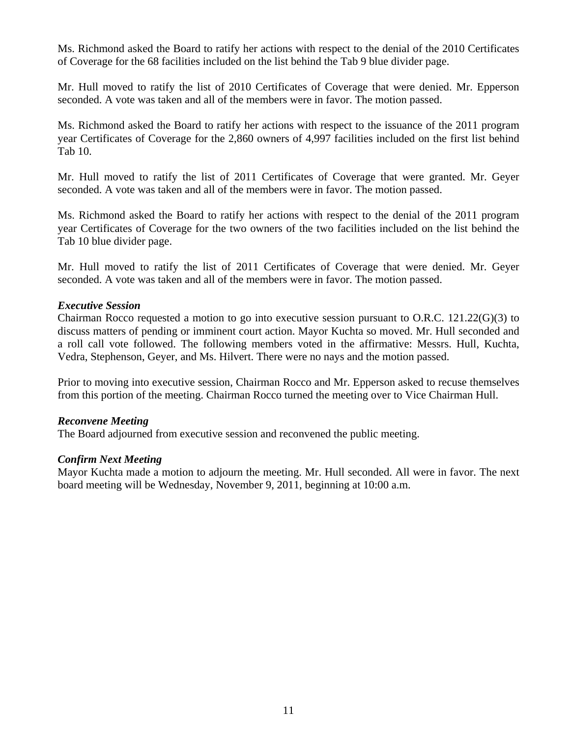Ms. Richmond asked the Board to ratify her actions with respect to the denial of the 2010 Certificates of Coverage for the 68 facilities included on the list behind the Tab 9 blue divider page.

Mr. Hull moved to ratify the list of 2010 Certificates of Coverage that were denied. Mr. Epperson seconded. A vote was taken and all of the members were in favor. The motion passed.

Ms. Richmond asked the Board to ratify her actions with respect to the issuance of the 2011 program year Certificates of Coverage for the 2,860 owners of 4,997 facilities included on the first list behind Tab 10.

Mr. Hull moved to ratify the list of 2011 Certificates of Coverage that were granted. Mr. Geyer seconded. A vote was taken and all of the members were in favor. The motion passed.

Ms. Richmond asked the Board to ratify her actions with respect to the denial of the 2011 program year Certificates of Coverage for the two owners of the two facilities included on the list behind the Tab 10 blue divider page.

Mr. Hull moved to ratify the list of 2011 Certificates of Coverage that were denied. Mr. Geyer seconded. A vote was taken and all of the members were in favor. The motion passed.

***Executive Session***
Chairman Rocco requested a motion to go into executive session pursuant to O.R.C. 121.22(G)(3) to discuss matters of pending or imminent court action. Mayor Kuchta so moved. Mr. Hull seconded and a roll call vote followed. The following members voted in the affirmative: Messrs. Hull, Kuchta, Vedra, Stephenson, Geyer, and Ms. Hilvert. There were no nays and the motion passed.

Prior to moving into executive session, Chairman Rocco and Mr. Epperson asked to recuse themselves from this portion of the meeting. Chairman Rocco turned the meeting over to Vice Chairman Hull.

***Reconvene Meeting***
The Board adjourned from executive session and reconvened the public meeting.

***Confirm Next Meeting***
Mayor Kuchta made a motion to adjourn the meeting. Mr. Hull seconded. All were in favor. The next board meeting will be Wednesday, November 9, 2011, beginning at 10:00 a.m.